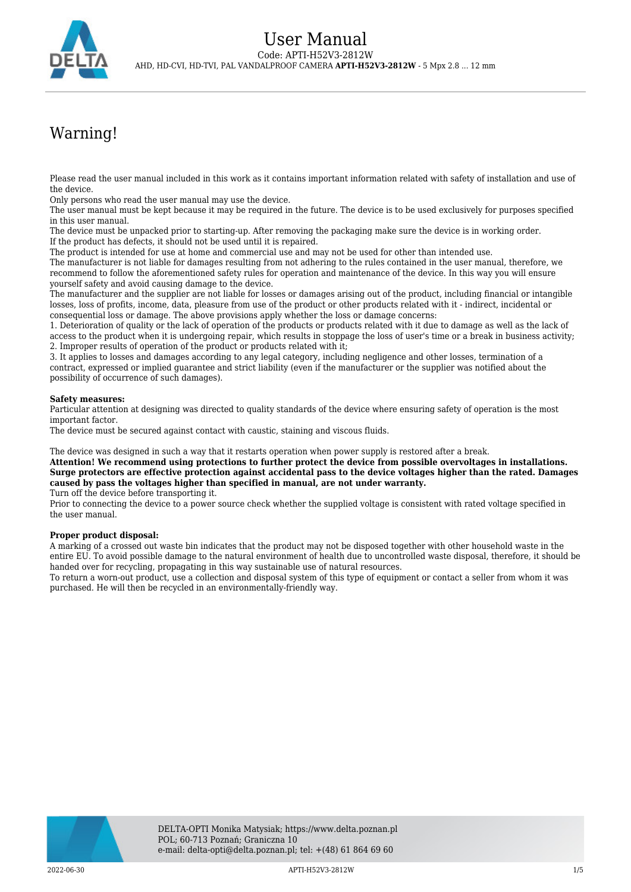# User Manual

Code: APTI-H52V3-2812W

AHD, HD-CVI, HD-TVI, PAL VANDALPROOF CAMERA **APTI-H52V3-2812W** - 5 Mpx 2.8 ... 12 mm

## Warning!

Please read the user manual included in this work as it contains important information related with safety of installation and use of the device.
Only persons who read the user manual may use the device.
The user manual must be kept because it may be required in the future. The device is to be used exclusively for purposes specified in this user manual.
The device must be unpacked prior to starting-up. After removing the packaging make sure the device is in working order.
If the product has defects, it should not be used until it is repaired.
The product is intended for use at home and commercial use and may not be used for other than intended use.
The manufacturer is not liable for damages resulting from not adhering to the rules contained in the user manual, therefore, we recommend to follow the aforementioned safety rules for operation and maintenance of the device. In this way you will ensure yourself safety and avoid causing damage to the device.
The manufacturer and the supplier are not liable for losses or damages arising out of the product, including financial or intangible losses, loss of profits, income, data, pleasure from use of the product or other products related with it - indirect, incidental or consequential loss or damage. The above provisions apply whether the loss or damage concerns:
1. Deterioration of quality or the lack of operation of the products or products related with it due to damage as well as the lack of access to the product when it is undergoing repair, which results in stoppage the loss of user's time or a break in business activity;
2. Improper results of operation of the product or products related with it;
3. It applies to losses and damages according to any legal category, including negligence and other losses, termination of a contract, expressed or implied guarantee and strict liability (even if the manufacturer or the supplier was notified about the possibility of occurrence of such damages).

**Safety measures:**
Particular attention at designing was directed to quality standards of the device where ensuring safety of operation is the most important factor.
The device must be secured against contact with caustic, staining and viscous fluids.

The device was designed in such a way that it restarts operation when power supply is restored after a break.
**Attention! We recommend using protections to further protect the device from possible overvoltages in installations. Surge protectors are effective protection against accidental pass to the device voltages higher than the rated. Damages caused by pass the voltages higher than specified in manual, are not under warranty.**
Turn off the device before transporting it.
Prior to connecting the device to a power source check whether the supplied voltage is consistent with rated voltage specified in the user manual.

**Proper product disposal:**
A marking of a crossed out waste bin indicates that the product may not be disposed together with other household waste in the entire EU. To avoid possible damage to the natural environment of health due to uncontrolled waste disposal, therefore, it should be handed over for recycling, propagating in this way sustainable use of natural resources.
To return a worn-out product, use a collection and disposal system of this type of equipment or contact a seller from whom it was purchased. He will then be recycled in an environmentally-friendly way.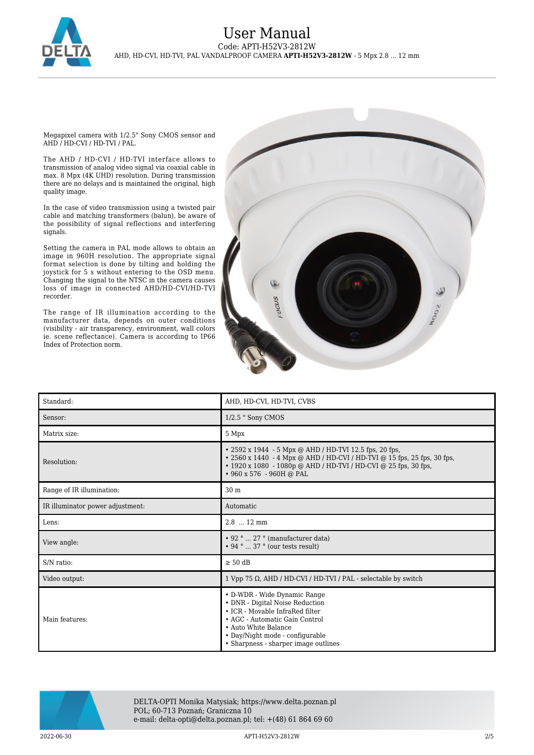Megapixel camera with 1/2.5" Sony CMOS sensor and AHD / HD-CVI / HD-TVI / PAL.

The AHD / HD-CVI / HD-TVI interface allows to transmission of analog video signal via coaxial cable in max. 8 Mpx (4K UHD) resolution. During transmission there are no delays and is maintained the original, high quality image.

In the case of video transmission using a twisted pair cable and matching transformers (balun), be aware of the possibility of signal reflections and interfering signals.

Setting the camera in PAL mode allows to obtain an image in 960H resolution. The appropriate signal format selection is done by tilting and holding the joystick for 5 s without entering to the OSD menu. Changing the signal to the NTSC in the camera causes loss of image in connected AHD/HD-CVI/HD-TVI recorder.

The range of IR illumination according to the manufacturer data, depends on outer conditions (visibility - air transparency, environment, wall colors ie. scene reflectance). Camera is according to IP66 Index of Protection norm.

| Standard: | AHD, HD-CVI, HD-TVI, CVBS |
|---|---|
| Sensor: | 1/2.5 " Sony CMOS |
| Matrix size: | 5 Mpx |
| Resolution: | • 2592 x 1944 - 5 Mpx @ AHD / HD-TVI 12.5 fps, 20 fps,<br>• 2560 x 1440 - 4 Mpx @ AHD / HD-CVI / HD-TVI @ 15 fps, 25 fps, 30 fps,<br>• 1920 x 1080 - 1080p @ AHD / HD-TVI / HD-CVI @ 25 fps, 30 fps,<br>• 960 x 576 - 960H @ PAL |
| Range of IR illumination: | 30 m |
| IR illuminator power adjustment: | Automatic |
| Lens: | 2.8 ... 12 mm |
| View angle: | • 92 ° ... 27 ° (manufacturer data)<br>• 94 ° ... 37 ° (our tests result) |
| S/N ratio: | ≥ 50 dB |
| Video output: | 1 Vpp 75 Ω, AHD / HD-CVI / HD-TVI / PAL - selectable by switch |
| Main features: | • D-WDR - Wide Dynamic Range<br>• DNR - Digital Noise Reduction<br>• ICR - Movable InfraRed filter<br>• AGC - Automatic Gain Control<br>• Auto White Balance<br>• Day/Night mode - configurable<br>• Sharpness - sharper image outlines |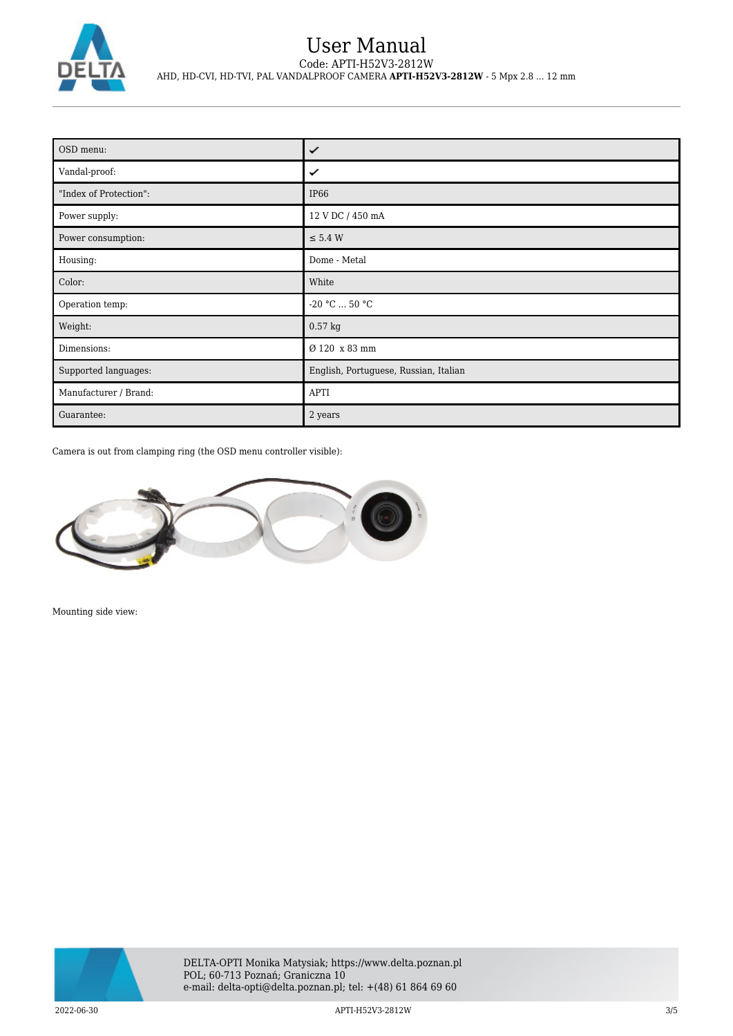| OSD menu: | ✔ |
|---|---|
| Vandal-proof: | ✔ |
| "Index of Protection": | IP66 |
| Power supply: | 12 V DC / 450 mA |
| Power consumption: | ≤ 5.4 W |
| Housing: | Dome - Metal |
| Color: | White |
| Operation temp: | -20 °C ... 50 °C |
| Weight: | 0.57 kg |
| Dimensions: | Ø 120 x 83 mm |
| Supported languages: | English, Portuguese, Russian, Italian |
| Manufacturer / Brand: | APTI |
| Guarantee: | 2 years |

Camera is out from clamping ring (the OSD menu controller visible):

Mounting side view: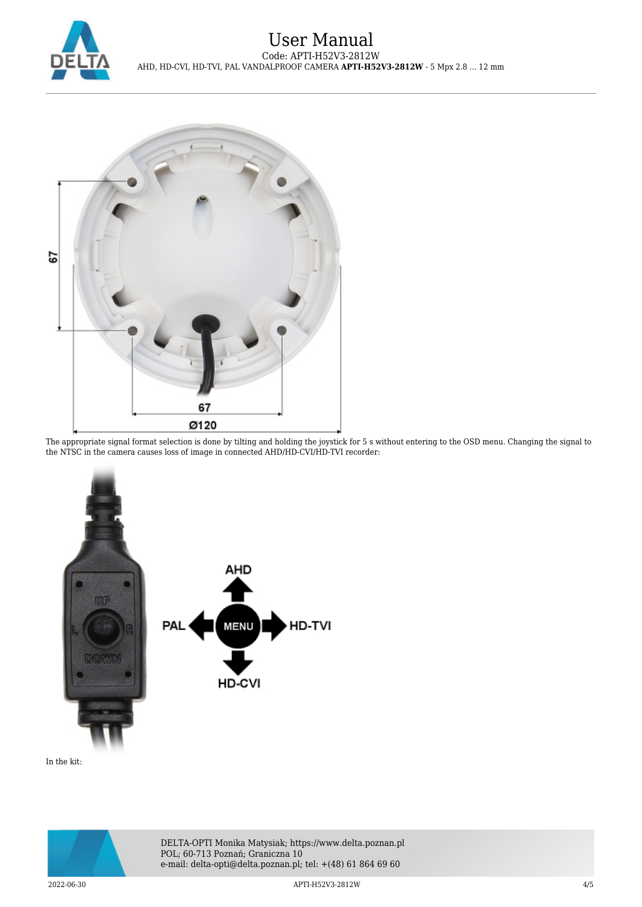The appropriate signal format selection is done by tilting and holding the joystick for 5 s without entering to the OSD menu. Changing the signal to the NTSC in the camera causes loss of image in connected AHD/HD-CVI/HD-TVI recorder:

In the kit: